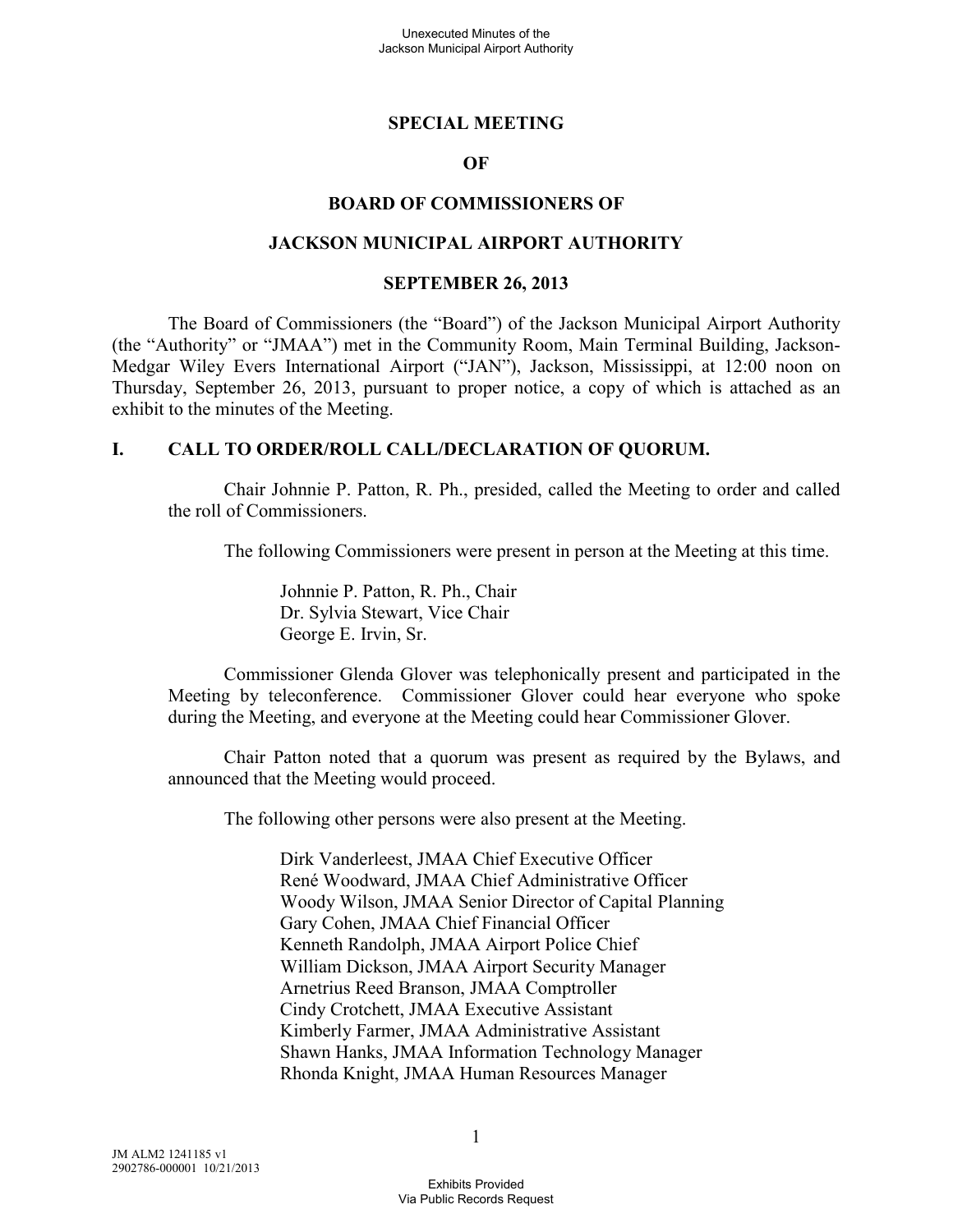# SPECIAL MEETING

# OF

# BOARD OF COMMISSIONERS OF

# JACKSON MUNICIPAL AIRPORT AUTHORITY

# SEPTEMBER 26, 2013

The Board of Commissioners (the "Board") of the Jackson Municipal Airport Authority (the "Authority" or "JMAA") met in the Community Room, Main Terminal Building, Jackson-Medgar Wiley Evers International Airport ("JAN"), Jackson, Mississippi, at 12:00 noon on Thursday, September 26, 2013, pursuant to proper notice, a copy of which is attached as an exhibit to the minutes of the Meeting.

## I. CALL TO ORDER/ROLL CALL/DECLARATION OF QUORUM.

Chair Johnnie P. Patton, R. Ph., presided, called the Meeting to order and called the roll of Commissioners.

The following Commissioners were present in person at the Meeting at this time.

Johnnie P. Patton, R. Ph., Chair
Dr. Sylvia Stewart, Vice Chair
George E. Irvin, Sr.

Commissioner Glenda Glover was telephonically present and participated in the Meeting by teleconference. Commissioner Glover could hear everyone who spoke during the Meeting, and everyone at the Meeting could hear Commissioner Glover.

Chair Patton noted that a quorum was present as required by the Bylaws, and announced that the Meeting would proceed.

The following other persons were also present at the Meeting.

Dirk Vanderleest, JMAA Chief Executive Officer
René Woodward, JMAA Chief Administrative Officer
Woody Wilson, JMAA Senior Director of Capital Planning
Gary Cohen, JMAA Chief Financial Officer
Kenneth Randolph, JMAA Airport Police Chief
William Dickson, JMAA Airport Security Manager
Arnetrius Reed Branson, JMAA Comptroller
Cindy Crotchett, JMAA Executive Assistant
Kimberly Farmer, JMAA Administrative Assistant
Shawn Hanks, JMAA Information Technology Manager
Rhonda Knight, JMAA Human Resources Manager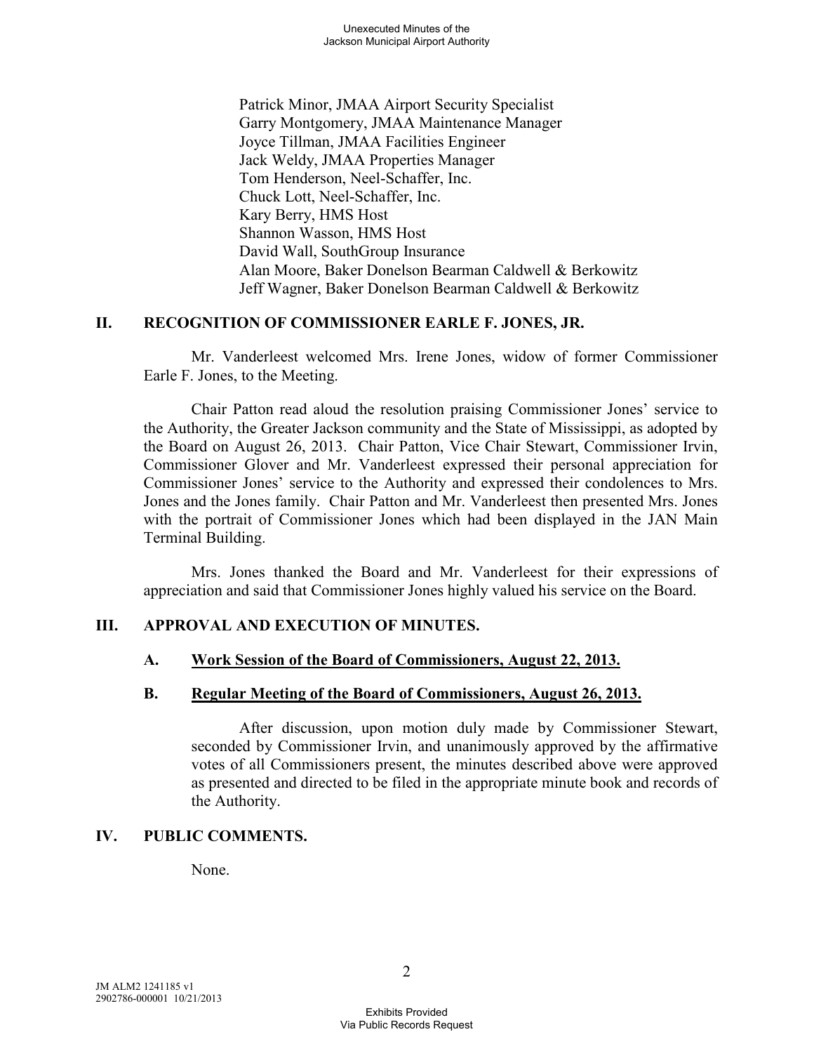Patrick Minor, JMAA Airport Security Specialist
Garry Montgomery, JMAA Maintenance Manager
Joyce Tillman, JMAA Facilities Engineer
Jack Weldy, JMAA Properties Manager
Tom Henderson, Neel-Schaffer, Inc.
Chuck Lott, Neel-Schaffer, Inc.
Kary Berry, HMS Host
Shannon Wasson, HMS Host
David Wall, SouthGroup Insurance
Alan Moore, Baker Donelson Bearman Caldwell & Berkowitz
Jeff Wagner, Baker Donelson Bearman Caldwell & Berkowitz

## II. RECOGNITION OF COMMISSIONER EARLE F. JONES, JR.

Mr. Vanderleest welcomed Mrs. Irene Jones, widow of former Commissioner Earle F. Jones, to the Meeting.

Chair Patton read aloud the resolution praising Commissioner Jones' service to the Authority, the Greater Jackson community and the State of Mississippi, as adopted by the Board on August 26, 2013. Chair Patton, Vice Chair Stewart, Commissioner Irvin, Commissioner Glover and Mr. Vanderleest expressed their personal appreciation for Commissioner Jones' service to the Authority and expressed their condolences to Mrs. Jones and the Jones family. Chair Patton and Mr. Vanderleest then presented Mrs. Jones with the portrait of Commissioner Jones which had been displayed in the JAN Main Terminal Building.

Mrs. Jones thanked the Board and Mr. Vanderleest for their expressions of appreciation and said that Commissioner Jones highly valued his service on the Board.

## III. APPROVAL AND EXECUTION OF MINUTES.

### A. Work Session of the Board of Commissioners, August 22, 2013.

### B. Regular Meeting of the Board of Commissioners, August 26, 2013.

After discussion, upon motion duly made by Commissioner Stewart, seconded by Commissioner Irvin, and unanimously approved by the affirmative votes of all Commissioners present, the minutes described above were approved as presented and directed to be filed in the appropriate minute book and records of the Authority.

## IV. PUBLIC COMMENTS.

None.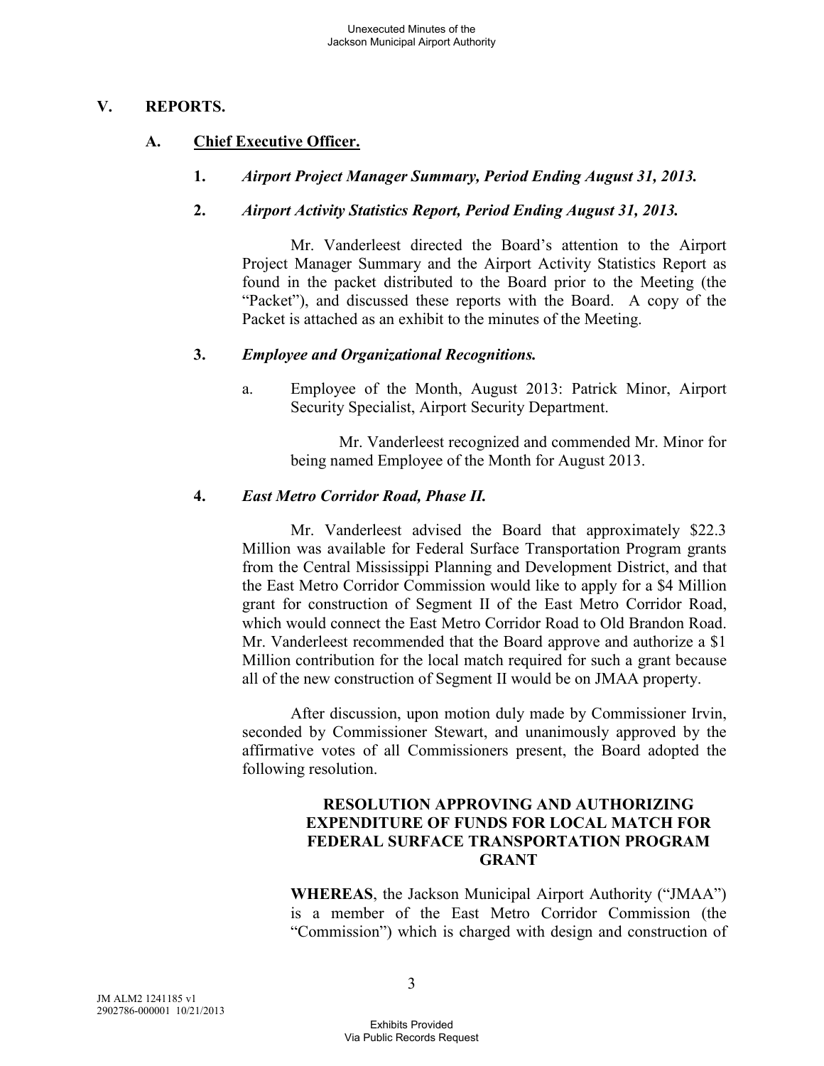## V. REPORTS.

### A. Chief Executive Officer.

**1.** ***Airport Project Manager Summary, Period Ending August 31, 2013.***

**2.** ***Airport Activity Statistics Report, Period Ending August 31, 2013.***

Mr. Vanderleest directed the Board's attention to the Airport Project Manager Summary and the Airport Activity Statistics Report as found in the packet distributed to the Board prior to the Meeting (the "Packet"), and discussed these reports with the Board. A copy of the Packet is attached as an exhibit to the minutes of the Meeting.

**3.** ***Employee and Organizational Recognitions.***

a. Employee of the Month, August 2013: Patrick Minor, Airport Security Specialist, Airport Security Department.

Mr. Vanderleest recognized and commended Mr. Minor for being named Employee of the Month for August 2013.

**4.** ***East Metro Corridor Road, Phase II.***

Mr. Vanderleest advised the Board that approximately $22.3 Million was available for Federal Surface Transportation Program grants from the Central Mississippi Planning and Development District, and that the East Metro Corridor Commission would like to apply for a $4 Million grant for construction of Segment II of the East Metro Corridor Road, which would connect the East Metro Corridor Road to Old Brandon Road. Mr. Vanderleest recommended that the Board approve and authorize a $1 Million contribution for the local match required for such a grant because all of the new construction of Segment II would be on JMAA property.

After discussion, upon motion duly made by Commissioner Irvin, seconded by Commissioner Stewart, and unanimously approved by the affirmative votes of all Commissioners present, the Board adopted the following resolution.

**RESOLUTION APPROVING AND AUTHORIZING EXPENDITURE OF FUNDS FOR LOCAL MATCH FOR FEDERAL SURFACE TRANSPORTATION PROGRAM GRANT**

**WHEREAS**, the Jackson Municipal Airport Authority ("JMAA") is a member of the East Metro Corridor Commission (the "Commission") which is charged with design and construction of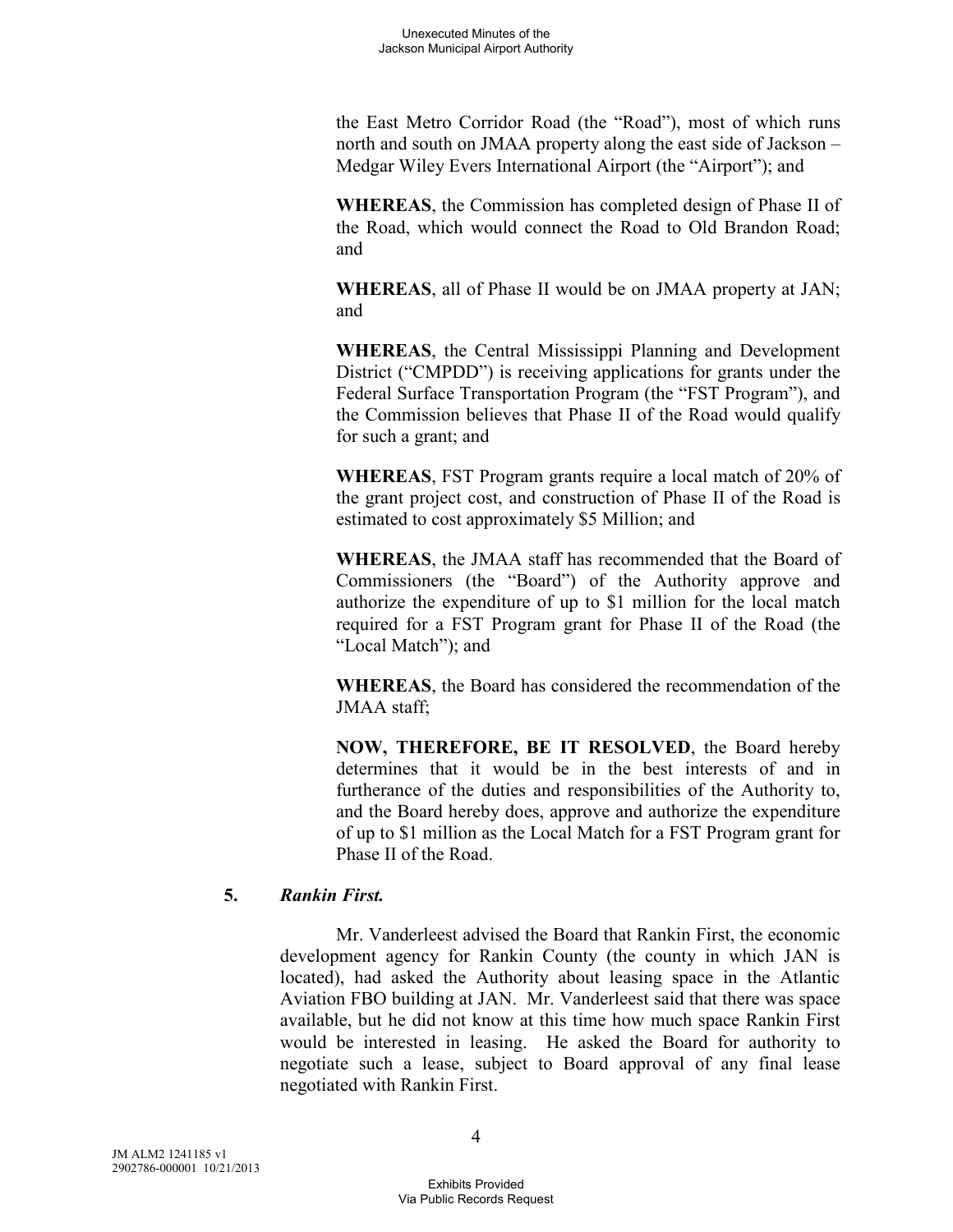the East Metro Corridor Road (the "Road"), most of which runs north and south on JMAA property along the east side of Jackson – Medgar Wiley Evers International Airport (the "Airport"); and

**WHEREAS**, the Commission has completed design of Phase II of the Road, which would connect the Road to Old Brandon Road; and

**WHEREAS**, all of Phase II would be on JMAA property at JAN; and

**WHEREAS**, the Central Mississippi Planning and Development District ("CMPDD") is receiving applications for grants under the Federal Surface Transportation Program (the "FST Program"), and the Commission believes that Phase II of the Road would qualify for such a grant; and

**WHEREAS**, FST Program grants require a local match of 20% of the grant project cost, and construction of Phase II of the Road is estimated to cost approximately $5 Million; and

**WHEREAS**, the JMAA staff has recommended that the Board of Commissioners (the "Board") of the Authority approve and authorize the expenditure of up to $1 million for the local match required for a FST Program grant for Phase II of the Road (the "Local Match"); and

**WHEREAS**, the Board has considered the recommendation of the JMAA staff;

**NOW, THEREFORE, BE IT RESOLVED**, the Board hereby determines that it would be in the best interests of and in furtherance of the duties and responsibilities of the Authority to, and the Board hereby does, approve and authorize the expenditure of up to $1 million as the Local Match for a FST Program grant for Phase II of the Road.

**5.** ***Rankin First.***

Mr. Vanderleest advised the Board that Rankin First, the economic development agency for Rankin County (the county in which JAN is located), had asked the Authority about leasing space in the Atlantic Aviation FBO building at JAN. Mr. Vanderleest said that there was space available, but he did not know at this time how much space Rankin First would be interested in leasing. He asked the Board for authority to negotiate such a lease, subject to Board approval of any final lease negotiated with Rankin First.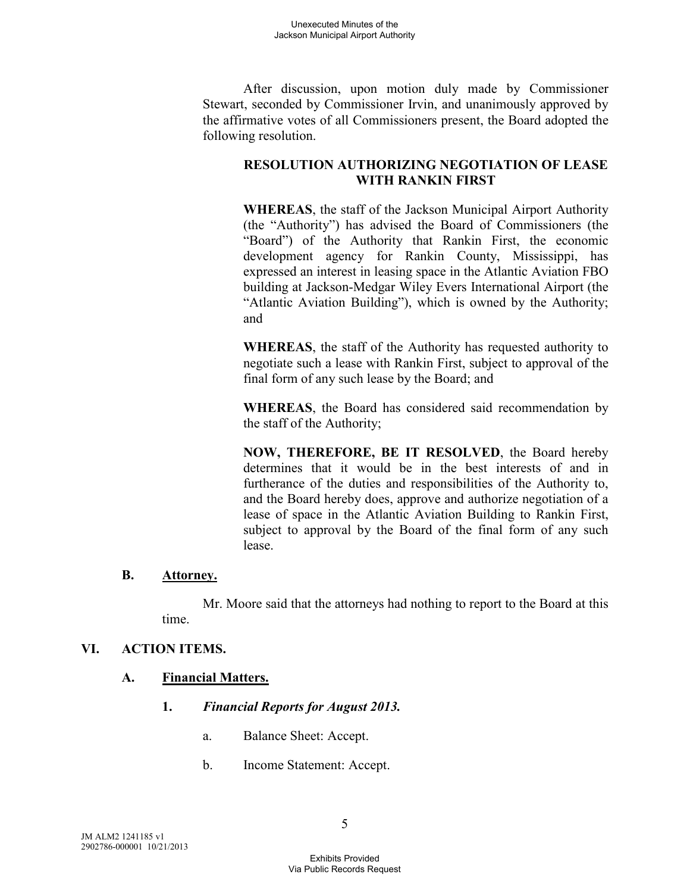After discussion, upon motion duly made by Commissioner Stewart, seconded by Commissioner Irvin, and unanimously approved by the affirmative votes of all Commissioners present, the Board adopted the following resolution.

**RESOLUTION AUTHORIZING NEGOTIATION OF LEASE WITH RANKIN FIRST**

**WHEREAS**, the staff of the Jackson Municipal Airport Authority (the "Authority") has advised the Board of Commissioners (the "Board") of the Authority that Rankin First, the economic development agency for Rankin County, Mississippi, has expressed an interest in leasing space in the Atlantic Aviation FBO building at Jackson-Medgar Wiley Evers International Airport (the "Atlantic Aviation Building"), which is owned by the Authority; and

**WHEREAS**, the staff of the Authority has requested authority to negotiate such a lease with Rankin First, subject to approval of the final form of any such lease by the Board; and

**WHEREAS**, the Board has considered said recommendation by the staff of the Authority;

**NOW, THEREFORE, BE IT RESOLVED**, the Board hereby determines that it would be in the best interests of and in furtherance of the duties and responsibilities of the Authority to, and the Board hereby does, approve and authorize negotiation of a lease of space in the Atlantic Aviation Building to Rankin First, subject to approval by the Board of the final form of any such lease.

### B. Attorney.

Mr. Moore said that the attorneys had nothing to report to the Board at this time.

## VI. ACTION ITEMS.

### A. Financial Matters.

#### 1. *Financial Reports for August 2013.*

a. Balance Sheet: Accept.

b. Income Statement: Accept.

JM ALM2 1241185 v1
2902786-000001 10/21/2013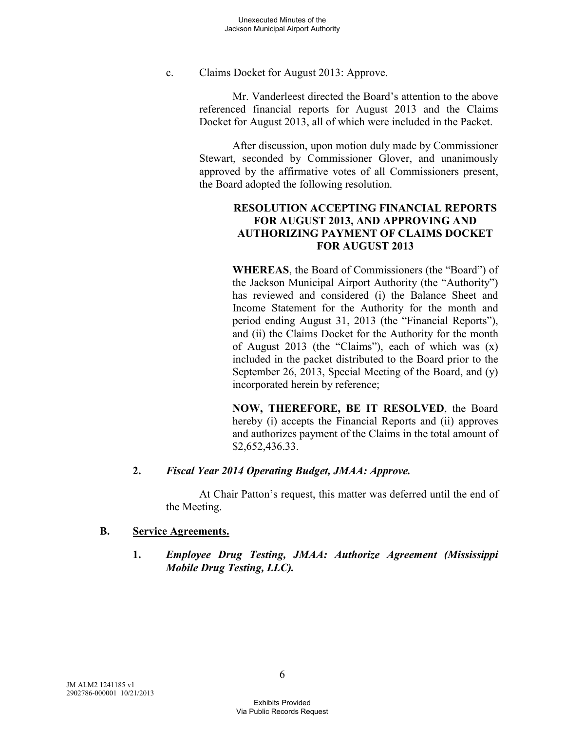c. Claims Docket for August 2013: Approve.

Mr. Vanderleest directed the Board's attention to the above referenced financial reports for August 2013 and the Claims Docket for August 2013, all of which were included in the Packet.

After discussion, upon motion duly made by Commissioner Stewart, seconded by Commissioner Glover, and unanimously approved by the affirmative votes of all Commissioners present, the Board adopted the following resolution.

**RESOLUTION ACCEPTING FINANCIAL REPORTS FOR AUGUST 2013, AND APPROVING AND AUTHORIZING PAYMENT OF CLAIMS DOCKET FOR AUGUST 2013**

**WHEREAS**, the Board of Commissioners (the "Board") of the Jackson Municipal Airport Authority (the "Authority") has reviewed and considered (i) the Balance Sheet and Income Statement for the Authority for the month and period ending August 31, 2013 (the "Financial Reports"), and (ii) the Claims Docket for the Authority for the month of August 2013 (the "Claims"), each of which was (x) included in the packet distributed to the Board prior to the September 26, 2013, Special Meeting of the Board, and (y) incorporated herein by reference;

**NOW, THEREFORE, BE IT RESOLVED**, the Board hereby (i) accepts the Financial Reports and (ii) approves and authorizes payment of the Claims in the total amount of $2,652,436.33.

**2.** ***Fiscal Year 2014 Operating Budget, JMAA: Approve.***

At Chair Patton's request, this matter was deferred until the end of the Meeting.

**B.** **<u>Service Agreements.</u>**

**1.** ***Employee Drug Testing, JMAA: Authorize Agreement (Mississippi Mobile Drug Testing, LLC).***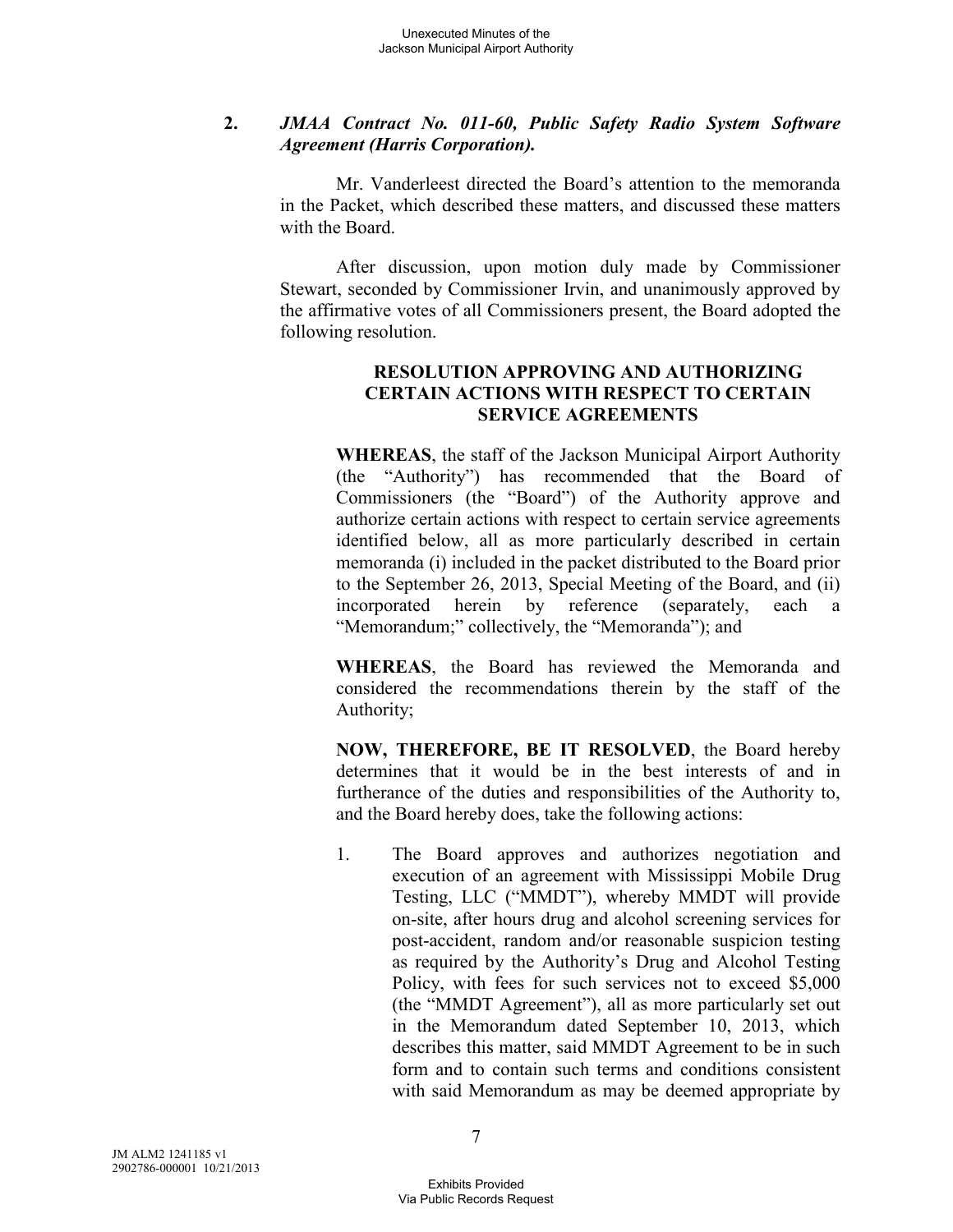**2. *JMAA Contract No. 011-60, Public Safety Radio System Software Agreement (Harris Corporation).***

Mr. Vanderleest directed the Board's attention to the memoranda in the Packet, which described these matters, and discussed these matters with the Board.

After discussion, upon motion duly made by Commissioner Stewart, seconded by Commissioner Irvin, and unanimously approved by the affirmative votes of all Commissioners present, the Board adopted the following resolution.

**RESOLUTION APPROVING AND AUTHORIZING CERTAIN ACTIONS WITH RESPECT TO CERTAIN SERVICE AGREEMENTS**

**WHEREAS**, the staff of the Jackson Municipal Airport Authority (the "Authority") has recommended that the Board of Commissioners (the "Board") of the Authority approve and authorize certain actions with respect to certain service agreements identified below, all as more particularly described in certain memoranda (i) included in the packet distributed to the Board prior to the September 26, 2013, Special Meeting of the Board, and (ii) incorporated herein by reference (separately, each a "Memorandum;" collectively, the "Memoranda"); and

**WHEREAS**, the Board has reviewed the Memoranda and considered the recommendations therein by the staff of the Authority;

**NOW, THEREFORE, BE IT RESOLVED**, the Board hereby determines that it would be in the best interests of and in furtherance of the duties and responsibilities of the Authority to, and the Board hereby does, take the following actions:

1. The Board approves and authorizes negotiation and execution of an agreement with Mississippi Mobile Drug Testing, LLC ("MMDT"), whereby MMDT will provide on-site, after hours drug and alcohol screening services for post-accident, random and/or reasonable suspicion testing as required by the Authority's Drug and Alcohol Testing Policy, with fees for such services not to exceed $5,000 (the "MMDT Agreement"), all as more particularly set out in the Memorandum dated September 10, 2013, which describes this matter, said MMDT Agreement to be in such form and to contain such terms and conditions consistent with said Memorandum as may be deemed appropriate by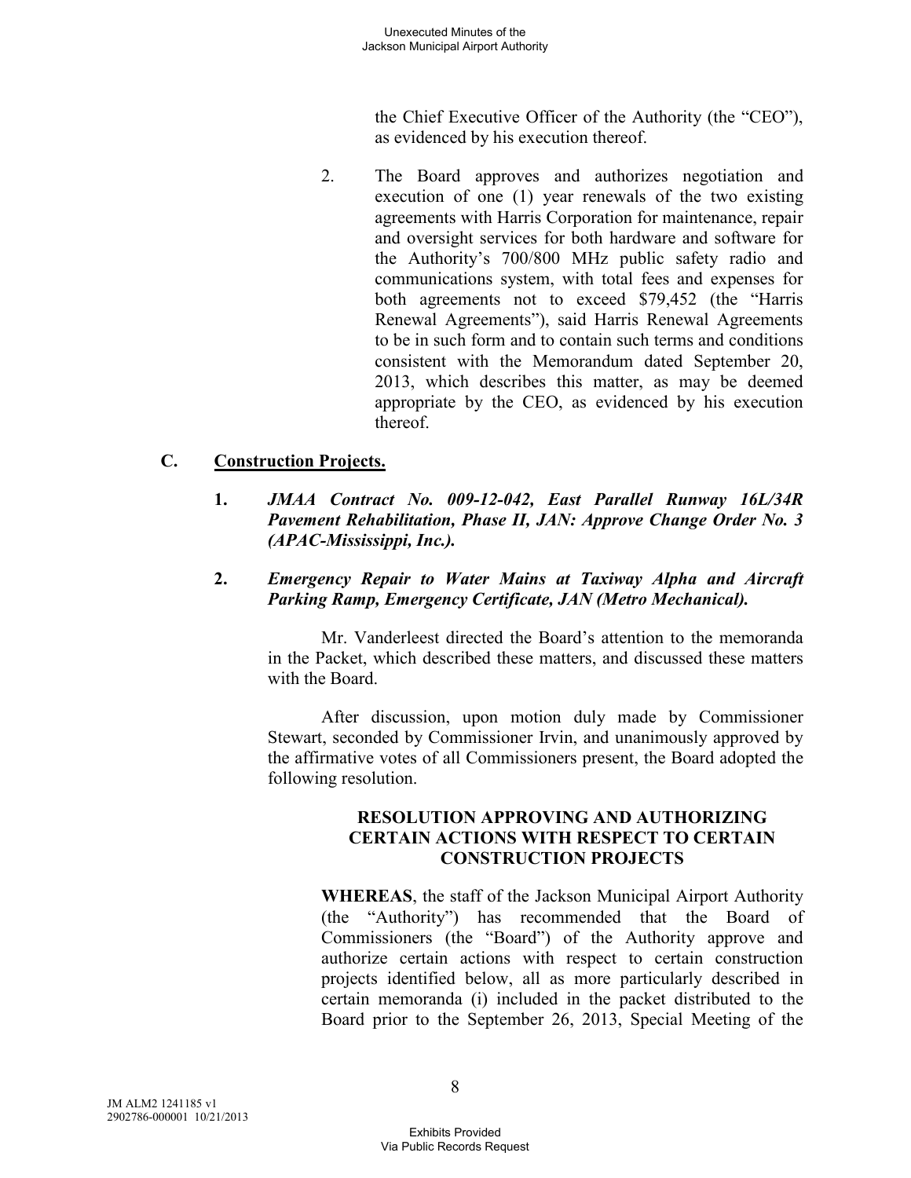the Chief Executive Officer of the Authority (the "CEO"), as evidenced by his execution thereof.

2. The Board approves and authorizes negotiation and execution of one (1) year renewals of the two existing agreements with Harris Corporation for maintenance, repair and oversight services for both hardware and software for the Authority's 700/800 MHz public safety radio and communications system, with total fees and expenses for both agreements not to exceed $79,452 (the "Harris Renewal Agreements"), said Harris Renewal Agreements to be in such form and to contain such terms and conditions consistent with the Memorandum dated September 20, 2013, which describes this matter, as may be deemed appropriate by the CEO, as evidenced by his execution thereof.

## C. Construction Projects.

**1.** ***JMAA Contract No. 009-12-042, East Parallel Runway 16L/34R Pavement Rehabilitation, Phase II, JAN: Approve Change Order No. 3 (APAC-Mississippi, Inc.).***

**2.** ***Emergency Repair to Water Mains at Taxiway Alpha and Aircraft Parking Ramp, Emergency Certificate, JAN (Metro Mechanical).***

Mr. Vanderleest directed the Board's attention to the memoranda in the Packet, which described these matters, and discussed these matters with the Board.

After discussion, upon motion duly made by Commissioner Stewart, seconded by Commissioner Irvin, and unanimously approved by the affirmative votes of all Commissioners present, the Board adopted the following resolution.

**RESOLUTION APPROVING AND AUTHORIZING CERTAIN ACTIONS WITH RESPECT TO CERTAIN CONSTRUCTION PROJECTS**

**WHEREAS**, the staff of the Jackson Municipal Airport Authority (the "Authority") has recommended that the Board of Commissioners (the "Board") of the Authority approve and authorize certain actions with respect to certain construction projects identified below, all as more particularly described in certain memoranda (i) included in the packet distributed to the Board prior to the September 26, 2013, Special Meeting of the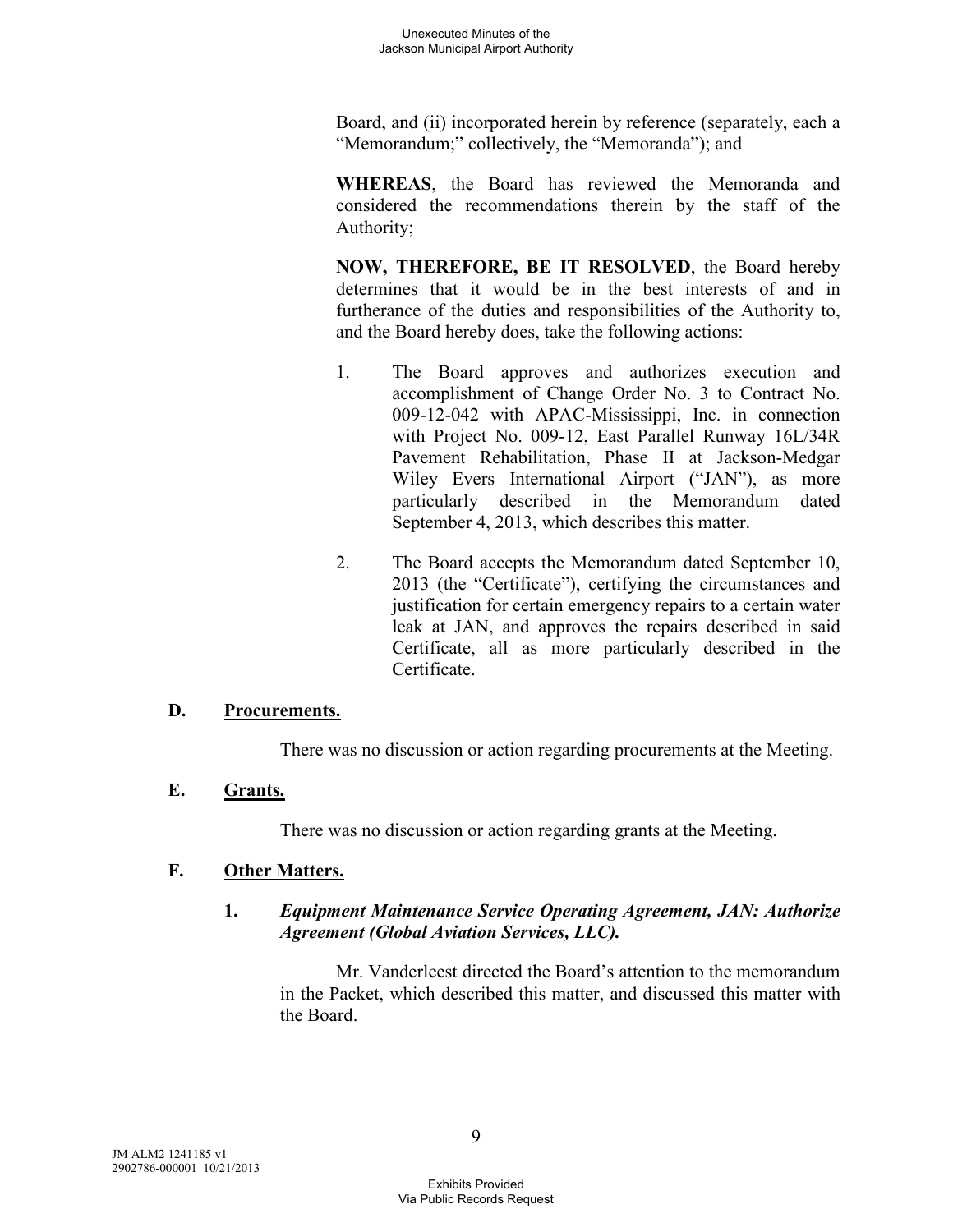Board, and (ii) incorporated herein by reference (separately, each a "Memorandum;" collectively, the "Memoranda"); and

**WHEREAS**, the Board has reviewed the Memoranda and considered the recommendations therein by the staff of the Authority;

**NOW, THEREFORE, BE IT RESOLVED**, the Board hereby determines that it would be in the best interests of and in furtherance of the duties and responsibilities of the Authority to, and the Board hereby does, take the following actions:

1. The Board approves and authorizes execution and accomplishment of Change Order No. 3 to Contract No. 009-12-042 with APAC-Mississippi, Inc. in connection with Project No. 009-12, East Parallel Runway 16L/34R Pavement Rehabilitation, Phase II at Jackson-Medgar Wiley Evers International Airport ("JAN"), as more particularly described in the Memorandum dated September 4, 2013, which describes this matter.

2. The Board accepts the Memorandum dated September 10, 2013 (the "Certificate"), certifying the circumstances and justification for certain emergency repairs to a certain water leak at JAN, and approves the repairs described in said Certificate, all as more particularly described in the Certificate.

## D. <u>Procurements.</u>

There was no discussion or action regarding procurements at the Meeting.

## E. <u>Grants.</u>

There was no discussion or action regarding grants at the Meeting.

## F. <u>Other Matters.</u>

### 1. *Equipment Maintenance Service Operating Agreement, JAN: Authorize Agreement (Global Aviation Services, LLC).*

Mr. Vanderleest directed the Board's attention to the memorandum in the Packet, which described this matter, and discussed this matter with the Board.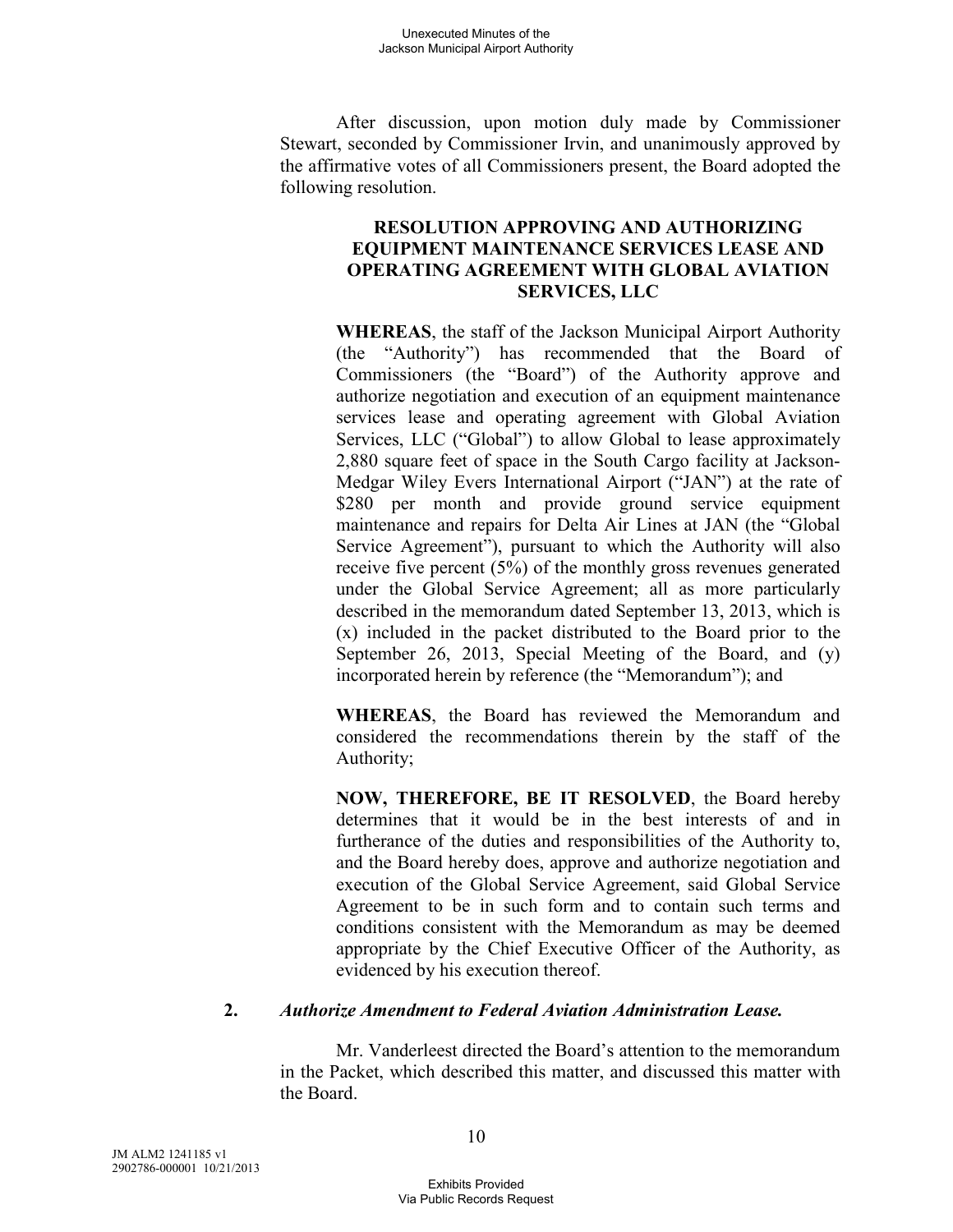After discussion, upon motion duly made by Commissioner Stewart, seconded by Commissioner Irvin, and unanimously approved by the affirmative votes of all Commissioners present, the Board adopted the following resolution.

**RESOLUTION APPROVING AND AUTHORIZING EQUIPMENT MAINTENANCE SERVICES LEASE AND OPERATING AGREEMENT WITH GLOBAL AVIATION SERVICES, LLC**

**WHEREAS**, the staff of the Jackson Municipal Airport Authority (the "Authority") has recommended that the Board of Commissioners (the "Board") of the Authority approve and authorize negotiation and execution of an equipment maintenance services lease and operating agreement with Global Aviation Services, LLC ("Global") to allow Global to lease approximately 2,880 square feet of space in the South Cargo facility at Jackson-Medgar Wiley Evers International Airport ("JAN") at the rate of $280 per month and provide ground service equipment maintenance and repairs for Delta Air Lines at JAN (the "Global Service Agreement"), pursuant to which the Authority will also receive five percent (5%) of the monthly gross revenues generated under the Global Service Agreement; all as more particularly described in the memorandum dated September 13, 2013, which is (x) included in the packet distributed to the Board prior to the September 26, 2013, Special Meeting of the Board, and (y) incorporated herein by reference (the "Memorandum"); and

**WHEREAS**, the Board has reviewed the Memorandum and considered the recommendations therein by the staff of the Authority;

**NOW, THEREFORE, BE IT RESOLVED**, the Board hereby determines that it would be in the best interests of and in furtherance of the duties and responsibilities of the Authority to, and the Board hereby does, approve and authorize negotiation and execution of the Global Service Agreement, said Global Service Agreement to be in such form and to contain such terms and conditions consistent with the Memorandum as may be deemed appropriate by the Chief Executive Officer of the Authority, as evidenced by his execution thereof.

**2.** ***Authorize Amendment to Federal Aviation Administration Lease.***

Mr. Vanderleest directed the Board's attention to the memorandum in the Packet, which described this matter, and discussed this matter with the Board.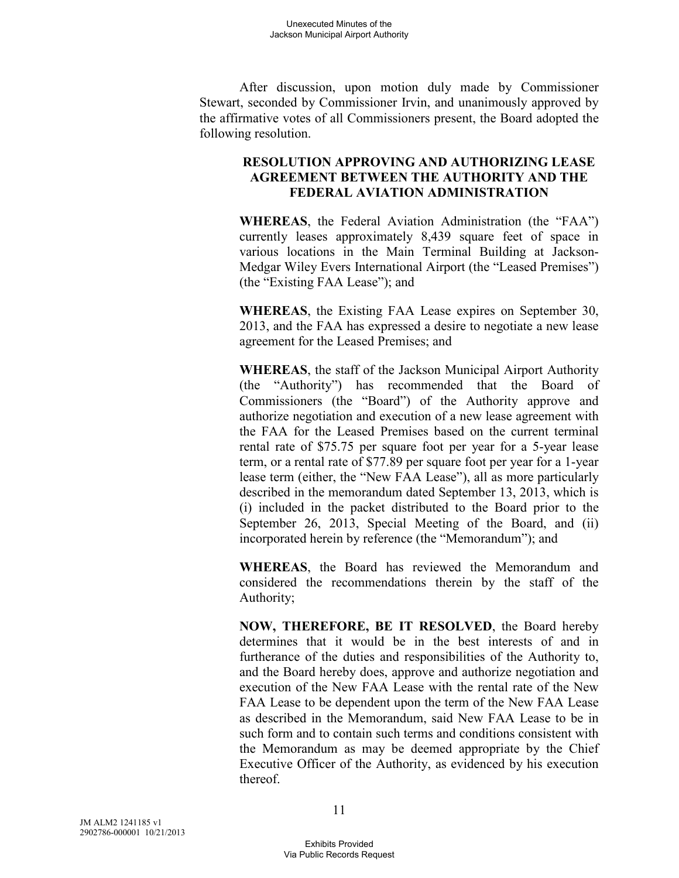After discussion, upon motion duly made by Commissioner Stewart, seconded by Commissioner Irvin, and unanimously approved by the affirmative votes of all Commissioners present, the Board adopted the following resolution.

**RESOLUTION APPROVING AND AUTHORIZING LEASE AGREEMENT BETWEEN THE AUTHORITY AND THE FEDERAL AVIATION ADMINISTRATION**

**WHEREAS**, the Federal Aviation Administration (the "FAA") currently leases approximately 8,439 square feet of space in various locations in the Main Terminal Building at Jackson-Medgar Wiley Evers International Airport (the "Leased Premises") (the "Existing FAA Lease"); and

**WHEREAS**, the Existing FAA Lease expires on September 30, 2013, and the FAA has expressed a desire to negotiate a new lease agreement for the Leased Premises; and

**WHEREAS**, the staff of the Jackson Municipal Airport Authority (the "Authority") has recommended that the Board of Commissioners (the "Board") of the Authority approve and authorize negotiation and execution of a new lease agreement with the FAA for the Leased Premises based on the current terminal rental rate of $75.75 per square foot per year for a 5-year lease term, or a rental rate of $77.89 per square foot per year for a 1-year lease term (either, the "New FAA Lease"), all as more particularly described in the memorandum dated September 13, 2013, which is (i) included in the packet distributed to the Board prior to the September 26, 2013, Special Meeting of the Board, and (ii) incorporated herein by reference (the "Memorandum"); and

**WHEREAS**, the Board has reviewed the Memorandum and considered the recommendations therein by the staff of the Authority;

**NOW, THEREFORE, BE IT RESOLVED**, the Board hereby determines that it would be in the best interests of and in furtherance of the duties and responsibilities of the Authority to, and the Board hereby does, approve and authorize negotiation and execution of the New FAA Lease with the rental rate of the New FAA Lease to be dependent upon the term of the New FAA Lease as described in the Memorandum, said New FAA Lease to be in such form and to contain such terms and conditions consistent with the Memorandum as may be deemed appropriate by the Chief Executive Officer of the Authority, as evidenced by his execution thereof.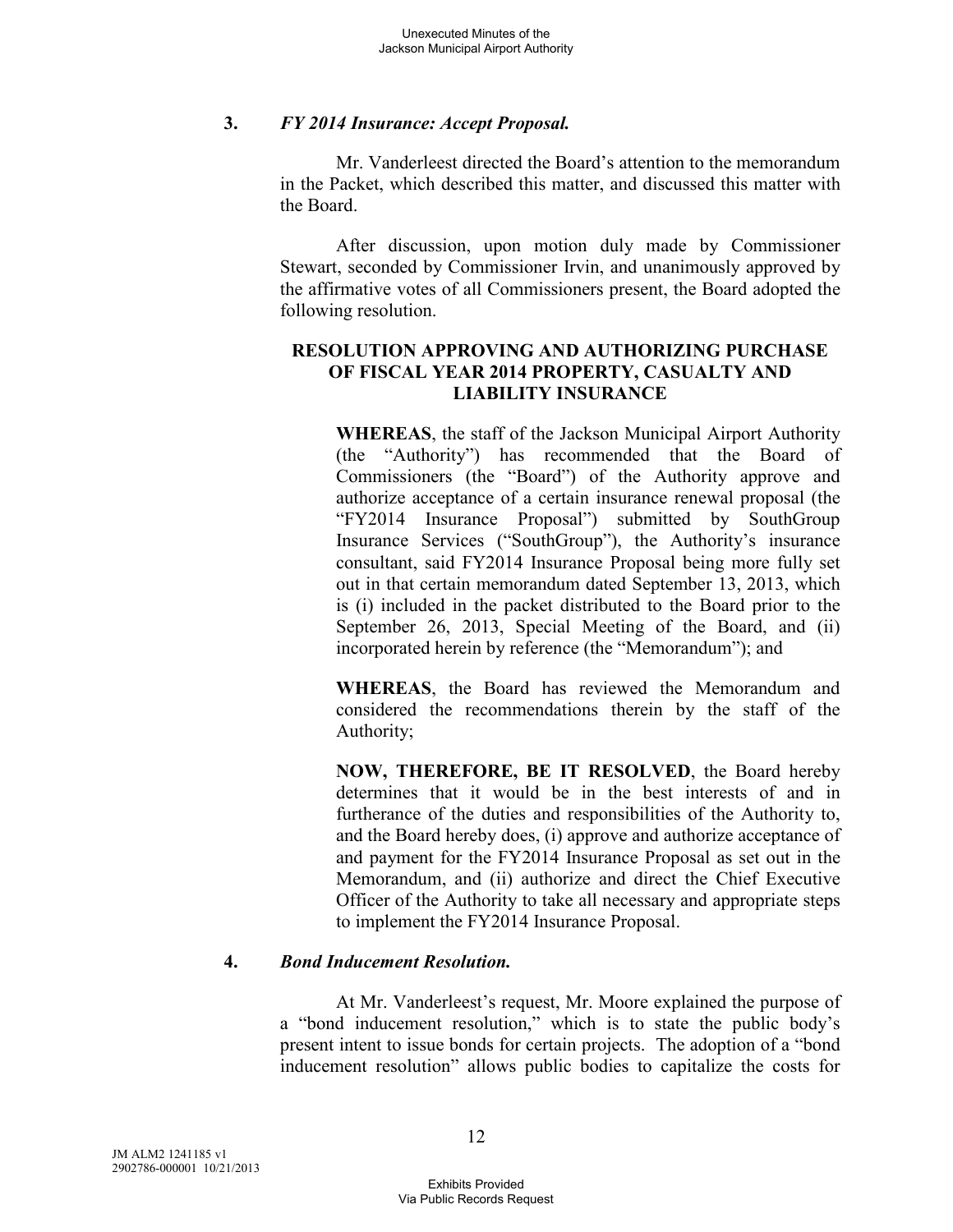**3.** ***FY 2014 Insurance: Accept Proposal.***

Mr. Vanderleest directed the Board's attention to the memorandum in the Packet, which described this matter, and discussed this matter with the Board.

After discussion, upon motion duly made by Commissioner Stewart, seconded by Commissioner Irvin, and unanimously approved by the affirmative votes of all Commissioners present, the Board adopted the following resolution.

**RESOLUTION APPROVING AND AUTHORIZING PURCHASE OF FISCAL YEAR 2014 PROPERTY, CASUALTY AND LIABILITY INSURANCE**

**WHEREAS**, the staff of the Jackson Municipal Airport Authority (the "Authority") has recommended that the Board of Commissioners (the "Board") of the Authority approve and authorize acceptance of a certain insurance renewal proposal (the "FY2014 Insurance Proposal") submitted by SouthGroup Insurance Services ("SouthGroup"), the Authority's insurance consultant, said FY2014 Insurance Proposal being more fully set out in that certain memorandum dated September 13, 2013, which is (i) included in the packet distributed to the Board prior to the September 26, 2013, Special Meeting of the Board, and (ii) incorporated herein by reference (the "Memorandum"); and

**WHEREAS**, the Board has reviewed the Memorandum and considered the recommendations therein by the staff of the Authority;

**NOW, THEREFORE, BE IT RESOLVED**, the Board hereby determines that it would be in the best interests of and in furtherance of the duties and responsibilities of the Authority to, and the Board hereby does, (i) approve and authorize acceptance of and payment for the FY2014 Insurance Proposal as set out in the Memorandum, and (ii) authorize and direct the Chief Executive Officer of the Authority to take all necessary and appropriate steps to implement the FY2014 Insurance Proposal.

**4.** ***Bond Inducement Resolution.***

At Mr. Vanderleest's request, Mr. Moore explained the purpose of a "bond inducement resolution," which is to state the public body's present intent to issue bonds for certain projects. The adoption of a "bond inducement resolution" allows public bodies to capitalize the costs for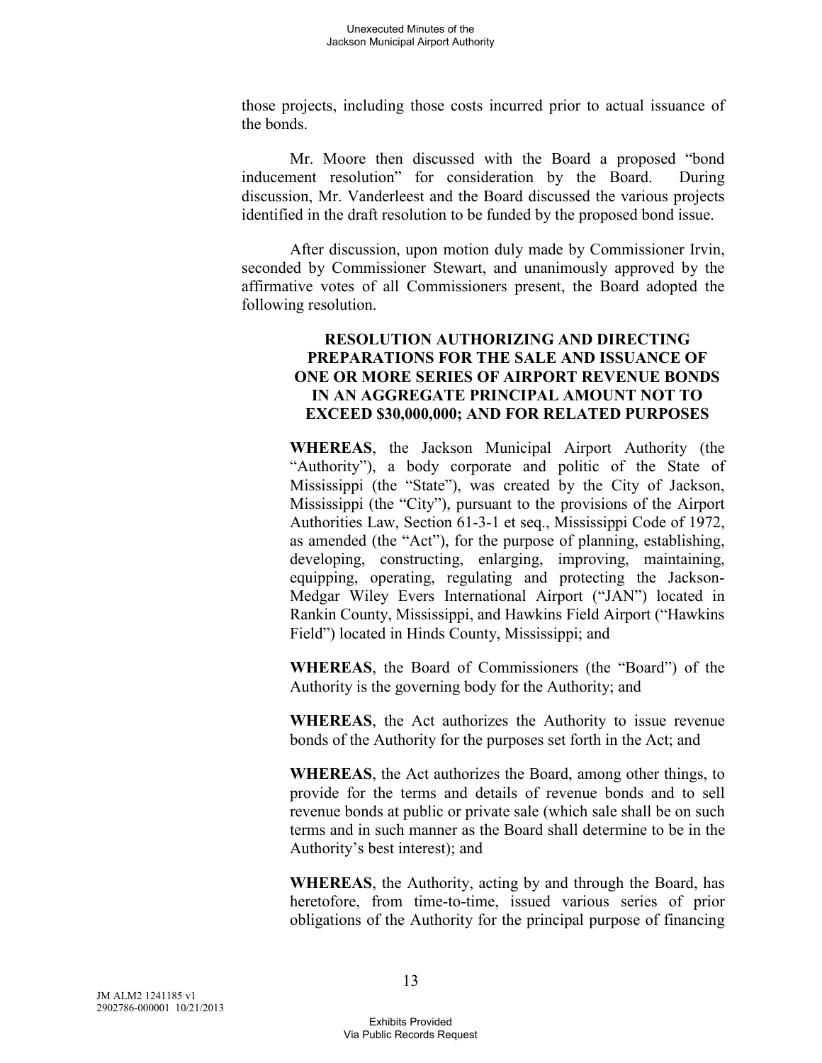those projects, including those costs incurred prior to actual issuance of the bonds.

Mr. Moore then discussed with the Board a proposed "bond inducement resolution" for consideration by the Board. During discussion, Mr. Vanderleest and the Board discussed the various projects identified in the draft resolution to be funded by the proposed bond issue.

After discussion, upon motion duly made by Commissioner Irvin, seconded by Commissioner Stewart, and unanimously approved by the affirmative votes of all Commissioners present, the Board adopted the following resolution.

**RESOLUTION AUTHORIZING AND DIRECTING PREPARATIONS FOR THE SALE AND ISSUANCE OF ONE OR MORE SERIES OF AIRPORT REVENUE BONDS IN AN AGGREGATE PRINCIPAL AMOUNT NOT TO EXCEED $30,000,000; AND FOR RELATED PURPOSES**

**WHEREAS**, the Jackson Municipal Airport Authority (the "Authority"), a body corporate and politic of the State of Mississippi (the "State"), was created by the City of Jackson, Mississippi (the "City"), pursuant to the provisions of the Airport Authorities Law, Section 61-3-1 et seq., Mississippi Code of 1972, as amended (the "Act"), for the purpose of planning, establishing, developing, constructing, enlarging, improving, maintaining, equipping, operating, regulating and protecting the Jackson-Medgar Wiley Evers International Airport ("JAN") located in Rankin County, Mississippi, and Hawkins Field Airport ("Hawkins Field") located in Hinds County, Mississippi; and

**WHEREAS**, the Board of Commissioners (the "Board") of the Authority is the governing body for the Authority; and

**WHEREAS**, the Act authorizes the Authority to issue revenue bonds of the Authority for the purposes set forth in the Act; and

**WHEREAS**, the Act authorizes the Board, among other things, to provide for the terms and details of revenue bonds and to sell revenue bonds at public or private sale (which sale shall be on such terms and in such manner as the Board shall determine to be in the Authority's best interest); and

**WHEREAS**, the Authority, acting by and through the Board, has heretofore, from time-to-time, issued various series of prior obligations of the Authority for the principal purpose of financing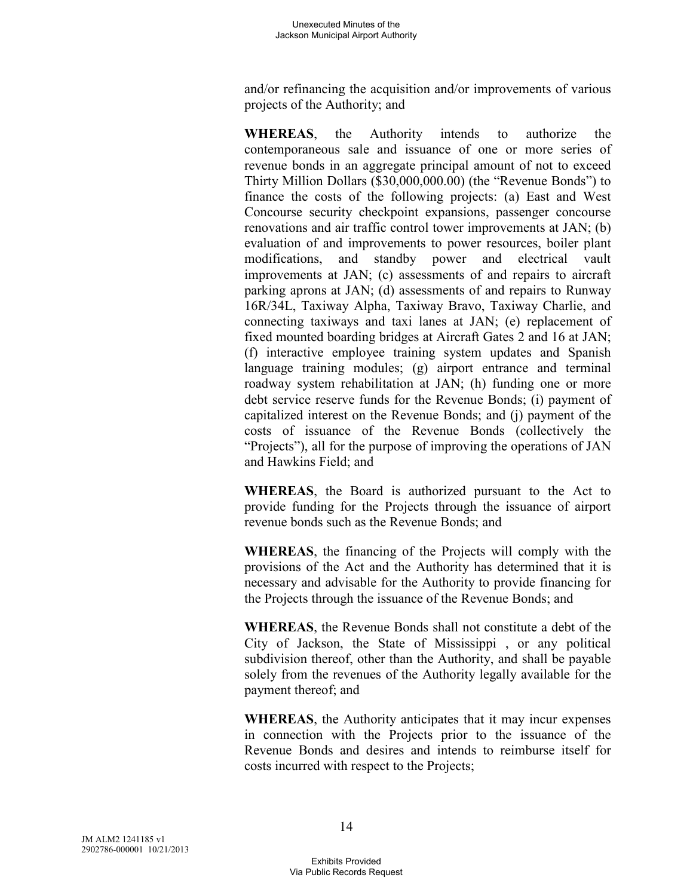and/or refinancing the acquisition and/or improvements of various projects of the Authority; and

**WHEREAS**, the Authority intends to authorize the contemporaneous sale and issuance of one or more series of revenue bonds in an aggregate principal amount of not to exceed Thirty Million Dollars ($30,000,000.00) (the "Revenue Bonds") to finance the costs of the following projects: (a) East and West Concourse security checkpoint expansions, passenger concourse renovations and air traffic control tower improvements at JAN; (b) evaluation of and improvements to power resources, boiler plant modifications, and standby power and electrical vault improvements at JAN; (c) assessments of and repairs to aircraft parking aprons at JAN; (d) assessments of and repairs to Runway 16R/34L, Taxiway Alpha, Taxiway Bravo, Taxiway Charlie, and connecting taxiways and taxi lanes at JAN; (e) replacement of fixed mounted boarding bridges at Aircraft Gates 2 and 16 at JAN; (f) interactive employee training system updates and Spanish language training modules; (g) airport entrance and terminal roadway system rehabilitation at JAN; (h) funding one or more debt service reserve funds for the Revenue Bonds; (i) payment of capitalized interest on the Revenue Bonds; and (j) payment of the costs of issuance of the Revenue Bonds (collectively the "Projects"), all for the purpose of improving the operations of JAN and Hawkins Field; and

**WHEREAS**, the Board is authorized pursuant to the Act to provide funding for the Projects through the issuance of airport revenue bonds such as the Revenue Bonds; and

**WHEREAS**, the financing of the Projects will comply with the provisions of the Act and the Authority has determined that it is necessary and advisable for the Authority to provide financing for the Projects through the issuance of the Revenue Bonds; and

**WHEREAS**, the Revenue Bonds shall not constitute a debt of the City of Jackson, the State of Mississippi , or any political subdivision thereof, other than the Authority, and shall be payable solely from the revenues of the Authority legally available for the payment thereof; and

**WHEREAS**, the Authority anticipates that it may incur expenses in connection with the Projects prior to the issuance of the Revenue Bonds and desires and intends to reimburse itself for costs incurred with respect to the Projects;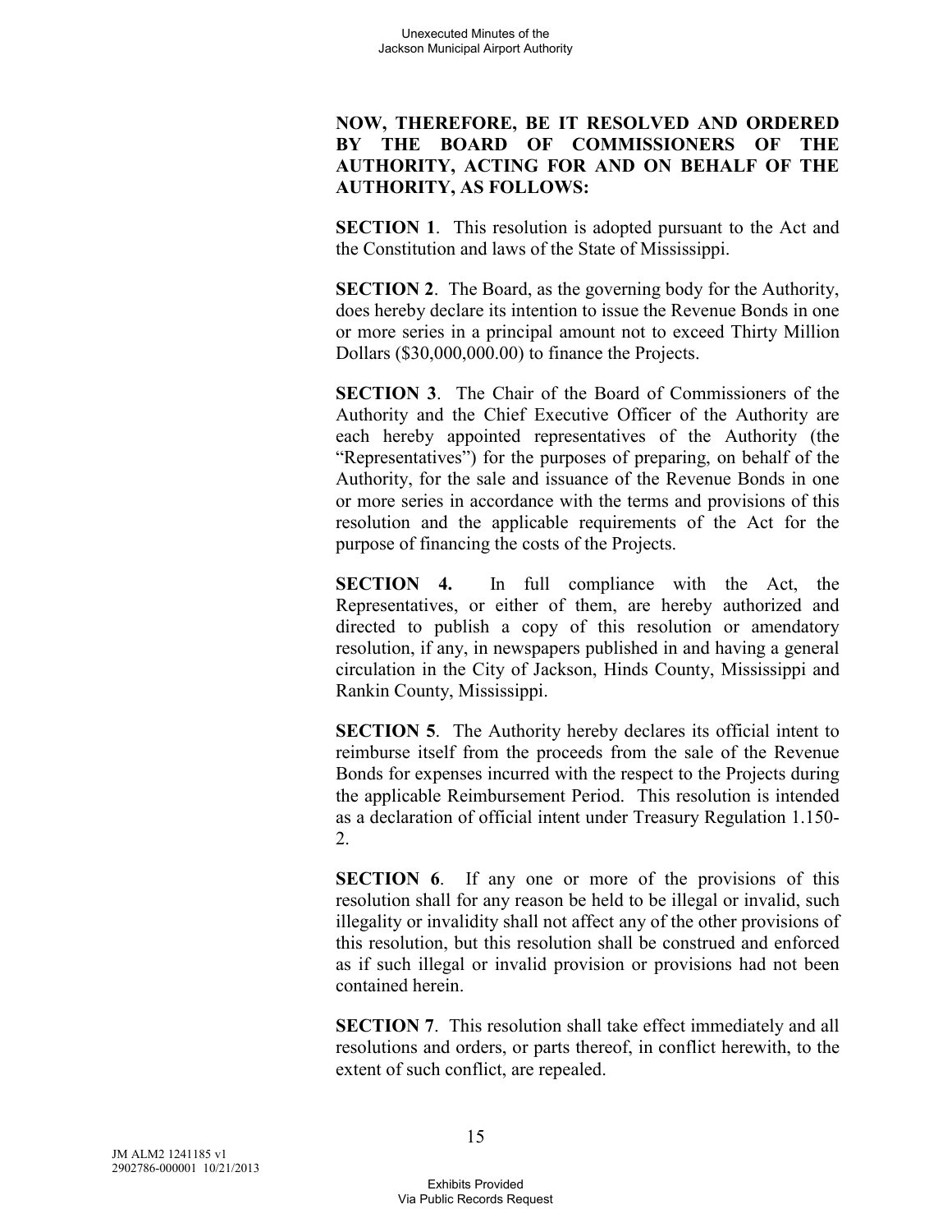**NOW, THEREFORE, BE IT RESOLVED AND ORDERED BY THE BOARD OF COMMISSIONERS OF THE AUTHORITY, ACTING FOR AND ON BEHALF OF THE AUTHORITY, AS FOLLOWS:**

**SECTION 1**. This resolution is adopted pursuant to the Act and the Constitution and laws of the State of Mississippi.

**SECTION 2**. The Board, as the governing body for the Authority, does hereby declare its intention to issue the Revenue Bonds in one or more series in a principal amount not to exceed Thirty Million Dollars ($30,000,000.00) to finance the Projects.

**SECTION 3**. The Chair of the Board of Commissioners of the Authority and the Chief Executive Officer of the Authority are each hereby appointed representatives of the Authority (the "Representatives") for the purposes of preparing, on behalf of the Authority, for the sale and issuance of the Revenue Bonds in one or more series in accordance with the terms and provisions of this resolution and the applicable requirements of the Act for the purpose of financing the costs of the Projects.

**SECTION 4.** In full compliance with the Act, the Representatives, or either of them, are hereby authorized and directed to publish a copy of this resolution or amendatory resolution, if any, in newspapers published in and having a general circulation in the City of Jackson, Hinds County, Mississippi and Rankin County, Mississippi.

**SECTION 5**. The Authority hereby declares its official intent to reimburse itself from the proceeds from the sale of the Revenue Bonds for expenses incurred with the respect to the Projects during the applicable Reimbursement Period. This resolution is intended as a declaration of official intent under Treasury Regulation 1.150-2.

**SECTION 6**. If any one or more of the provisions of this resolution shall for any reason be held to be illegal or invalid, such illegality or invalidity shall not affect any of the other provisions of this resolution, but this resolution shall be construed and enforced as if such illegal or invalid provision or provisions had not been contained herein.

**SECTION 7**. This resolution shall take effect immediately and all resolutions and orders, or parts thereof, in conflict herewith, to the extent of such conflict, are repealed.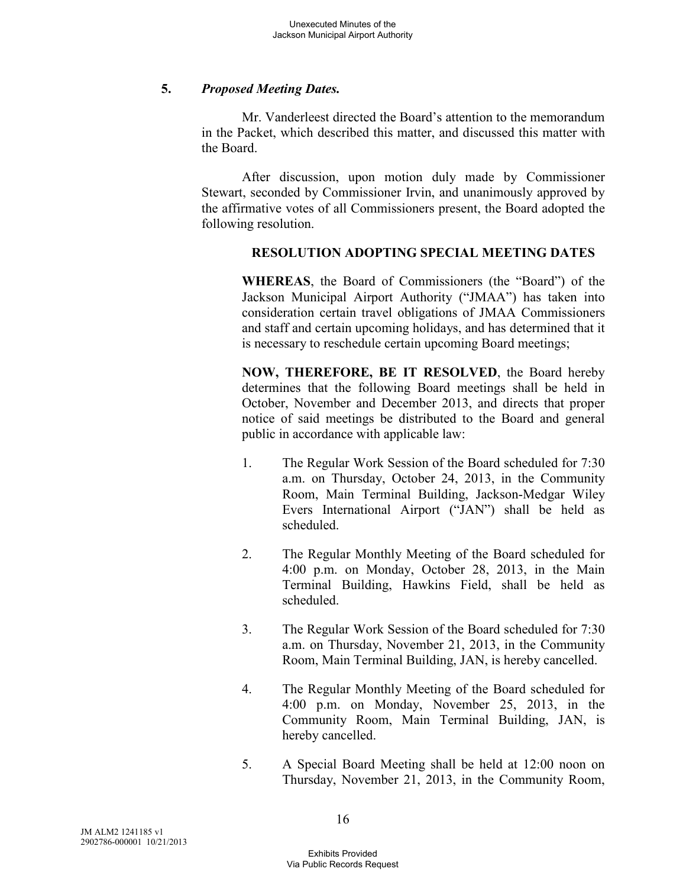## 5. *Proposed Meeting Dates.*

Mr. Vanderleest directed the Board's attention to the memorandum in the Packet, which described this matter, and discussed this matter with the Board.

After discussion, upon motion duly made by Commissioner Stewart, seconded by Commissioner Irvin, and unanimously approved by the affirmative votes of all Commissioners present, the Board adopted the following resolution.

**RESOLUTION ADOPTING SPECIAL MEETING DATES**

**WHEREAS**, the Board of Commissioners (the "Board") of the Jackson Municipal Airport Authority ("JMAA") has taken into consideration certain travel obligations of JMAA Commissioners and staff and certain upcoming holidays, and has determined that it is necessary to reschedule certain upcoming Board meetings;

**NOW, THEREFORE, BE IT RESOLVED**, the Board hereby determines that the following Board meetings shall be held in October, November and December 2013, and directs that proper notice of said meetings be distributed to the Board and general public in accordance with applicable law:

1. The Regular Work Session of the Board scheduled for 7:30 a.m. on Thursday, October 24, 2013, in the Community Room, Main Terminal Building, Jackson-Medgar Wiley Evers International Airport ("JAN") shall be held as scheduled.
2. The Regular Monthly Meeting of the Board scheduled for 4:00 p.m. on Monday, October 28, 2013, in the Main Terminal Building, Hawkins Field, shall be held as scheduled.
3. The Regular Work Session of the Board scheduled for 7:30 a.m. on Thursday, November 21, 2013, in the Community Room, Main Terminal Building, JAN, is hereby cancelled.
4. The Regular Monthly Meeting of the Board scheduled for 4:00 p.m. on Monday, November 25, 2013, in the Community Room, Main Terminal Building, JAN, is hereby cancelled.
5. A Special Board Meeting shall be held at 12:00 noon on Thursday, November 21, 2013, in the Community Room,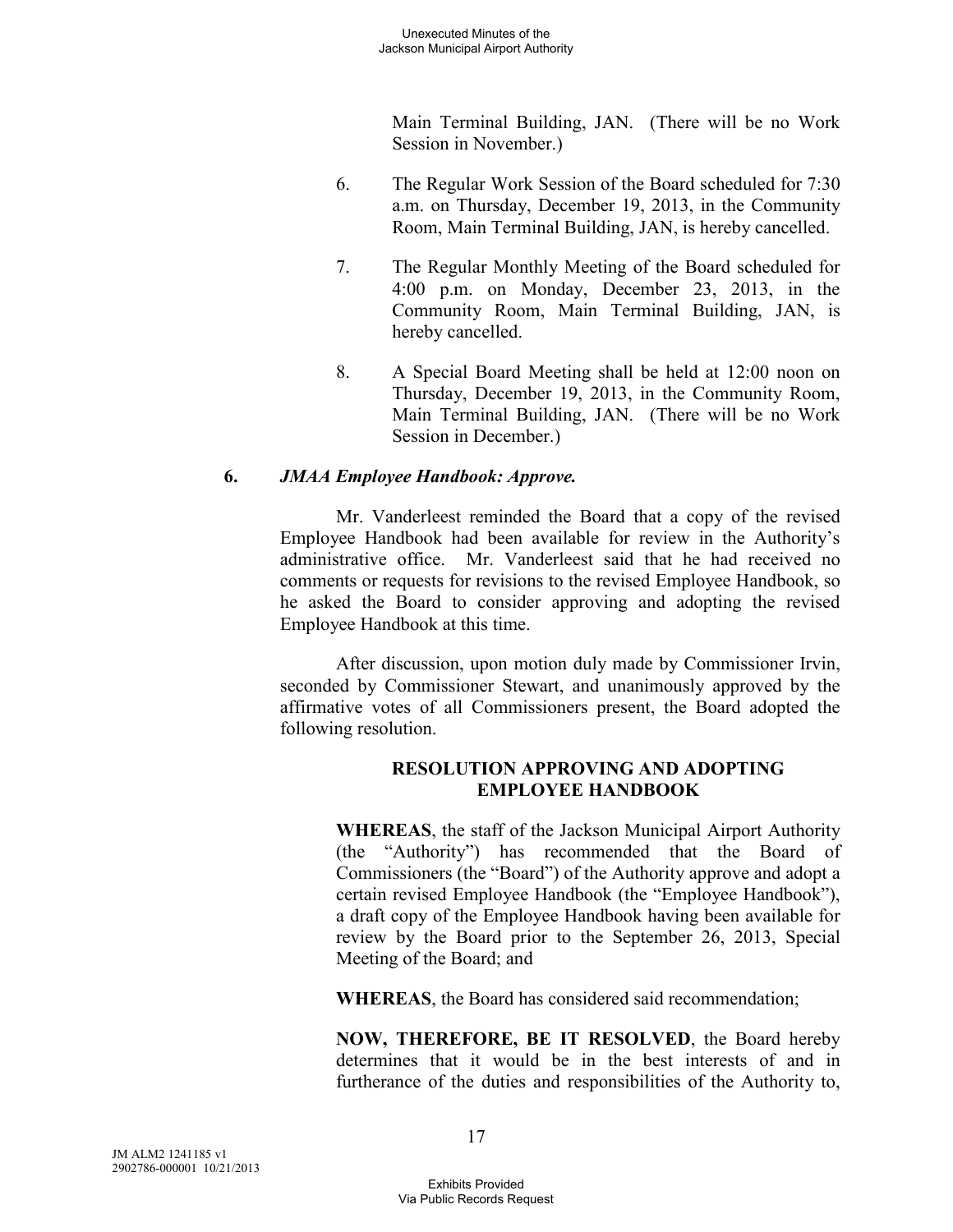Main Terminal Building, JAN. (There will be no Work Session in November.)

6. The Regular Work Session of the Board scheduled for 7:30 a.m. on Thursday, December 19, 2013, in the Community Room, Main Terminal Building, JAN, is hereby cancelled.

7. The Regular Monthly Meeting of the Board scheduled for 4:00 p.m. on Monday, December 23, 2013, in the Community Room, Main Terminal Building, JAN, is hereby cancelled.

8. A Special Board Meeting shall be held at 12:00 noon on Thursday, December 19, 2013, in the Community Room, Main Terminal Building, JAN. (There will be no Work Session in December.)

**6.** ***JMAA Employee Handbook: Approve.***

Mr. Vanderleest reminded the Board that a copy of the revised Employee Handbook had been available for review in the Authority's administrative office. Mr. Vanderleest said that he had received no comments or requests for revisions to the revised Employee Handbook, so he asked the Board to consider approving and adopting the revised Employee Handbook at this time.

After discussion, upon motion duly made by Commissioner Irvin, seconded by Commissioner Stewart, and unanimously approved by the affirmative votes of all Commissioners present, the Board adopted the following resolution.

**RESOLUTION APPROVING AND ADOPTING EMPLOYEE HANDBOOK**

**WHEREAS**, the staff of the Jackson Municipal Airport Authority (the "Authority") has recommended that the Board of Commissioners (the "Board") of the Authority approve and adopt a certain revised Employee Handbook (the "Employee Handbook"), a draft copy of the Employee Handbook having been available for review by the Board prior to the September 26, 2013, Special Meeting of the Board; and

**WHEREAS**, the Board has considered said recommendation;

**NOW, THEREFORE, BE IT RESOLVED**, the Board hereby determines that it would be in the best interests of and in furtherance of the duties and responsibilities of the Authority to,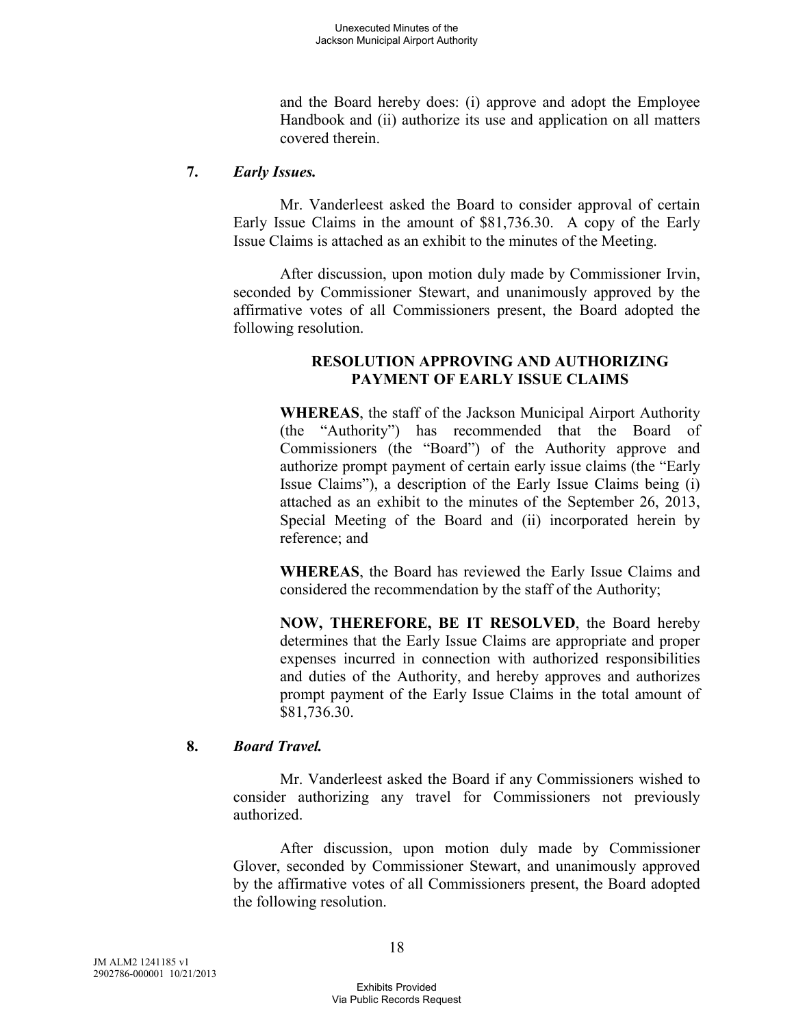and the Board hereby does: (i) approve and adopt the Employee Handbook and (ii) authorize its use and application on all matters covered therein.

**7.** ***Early Issues.***

Mr. Vanderleest asked the Board to consider approval of certain Early Issue Claims in the amount of $81,736.30. A copy of the Early Issue Claims is attached as an exhibit to the minutes of the Meeting.

After discussion, upon motion duly made by Commissioner Irvin, seconded by Commissioner Stewart, and unanimously approved by the affirmative votes of all Commissioners present, the Board adopted the following resolution.

**RESOLUTION APPROVING AND AUTHORIZING PAYMENT OF EARLY ISSUE CLAIMS**

**WHEREAS**, the staff of the Jackson Municipal Airport Authority (the "Authority") has recommended that the Board of Commissioners (the "Board") of the Authority approve and authorize prompt payment of certain early issue claims (the "Early Issue Claims"), a description of the Early Issue Claims being (i) attached as an exhibit to the minutes of the September 26, 2013, Special Meeting of the Board and (ii) incorporated herein by reference; and

**WHEREAS**, the Board has reviewed the Early Issue Claims and considered the recommendation by the staff of the Authority;

**NOW, THEREFORE, BE IT RESOLVED**, the Board hereby determines that the Early Issue Claims are appropriate and proper expenses incurred in connection with authorized responsibilities and duties of the Authority, and hereby approves and authorizes prompt payment of the Early Issue Claims in the total amount of $81,736.30.

**8.** ***Board Travel.***

Mr. Vanderleest asked the Board if any Commissioners wished to consider authorizing any travel for Commissioners not previously authorized.

After discussion, upon motion duly made by Commissioner Glover, seconded by Commissioner Stewart, and unanimously approved by the affirmative votes of all Commissioners present, the Board adopted the following resolution.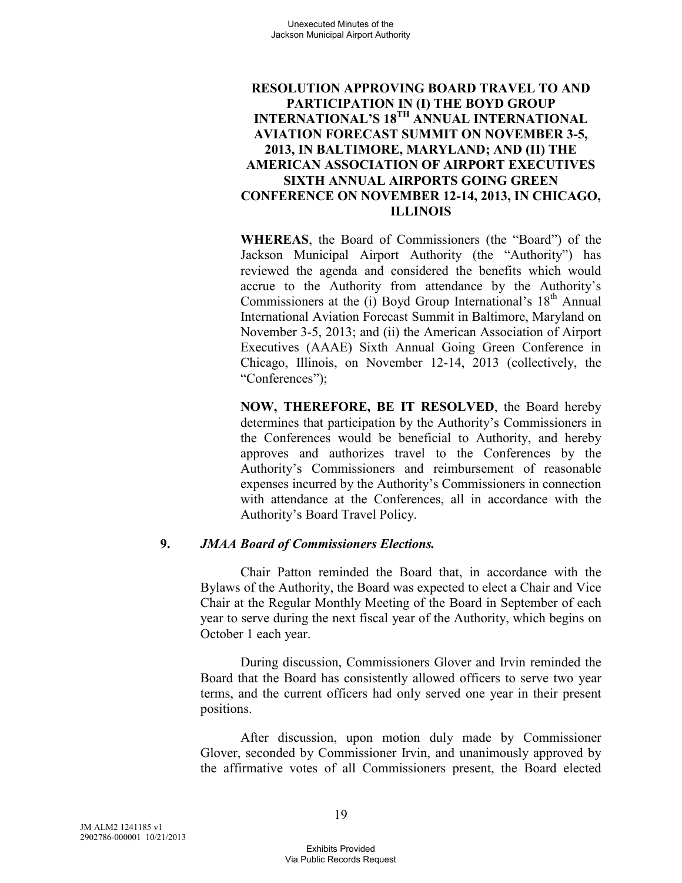**RESOLUTION APPROVING BOARD TRAVEL TO AND PARTICIPATION IN (I) THE BOYD GROUP INTERNATIONAL'S 18TH ANNUAL INTERNATIONAL AVIATION FORECAST SUMMIT ON NOVEMBER 3-5, 2013, IN BALTIMORE, MARYLAND; AND (II) THE AMERICAN ASSOCIATION OF AIRPORT EXECUTIVES SIXTH ANNUAL AIRPORTS GOING GREEN CONFERENCE ON NOVEMBER 12-14, 2013, IN CHICAGO, ILLINOIS**

**WHEREAS**, the Board of Commissioners (the "Board") of the Jackson Municipal Airport Authority (the "Authority") has reviewed the agenda and considered the benefits which would accrue to the Authority from attendance by the Authority's Commissioners at the (i) Boyd Group International's 18th Annual International Aviation Forecast Summit in Baltimore, Maryland on November 3-5, 2013; and (ii) the American Association of Airport Executives (AAAE) Sixth Annual Going Green Conference in Chicago, Illinois, on November 12-14, 2013 (collectively, the "Conferences");

**NOW, THEREFORE, BE IT RESOLVED**, the Board hereby determines that participation by the Authority's Commissioners in the Conferences would be beneficial to Authority, and hereby approves and authorizes travel to the Conferences by the Authority's Commissioners and reimbursement of reasonable expenses incurred by the Authority's Commissioners in connection with attendance at the Conferences, all in accordance with the Authority's Board Travel Policy.

**9. *JMAA Board of Commissioners Elections.***

Chair Patton reminded the Board that, in accordance with the Bylaws of the Authority, the Board was expected to elect a Chair and Vice Chair at the Regular Monthly Meeting of the Board in September of each year to serve during the next fiscal year of the Authority, which begins on October 1 each year.

During discussion, Commissioners Glover and Irvin reminded the Board that the Board has consistently allowed officers to serve two year terms, and the current officers had only served one year in their present positions.

After discussion, upon motion duly made by Commissioner Glover, seconded by Commissioner Irvin, and unanimously approved by the affirmative votes of all Commissioners present, the Board elected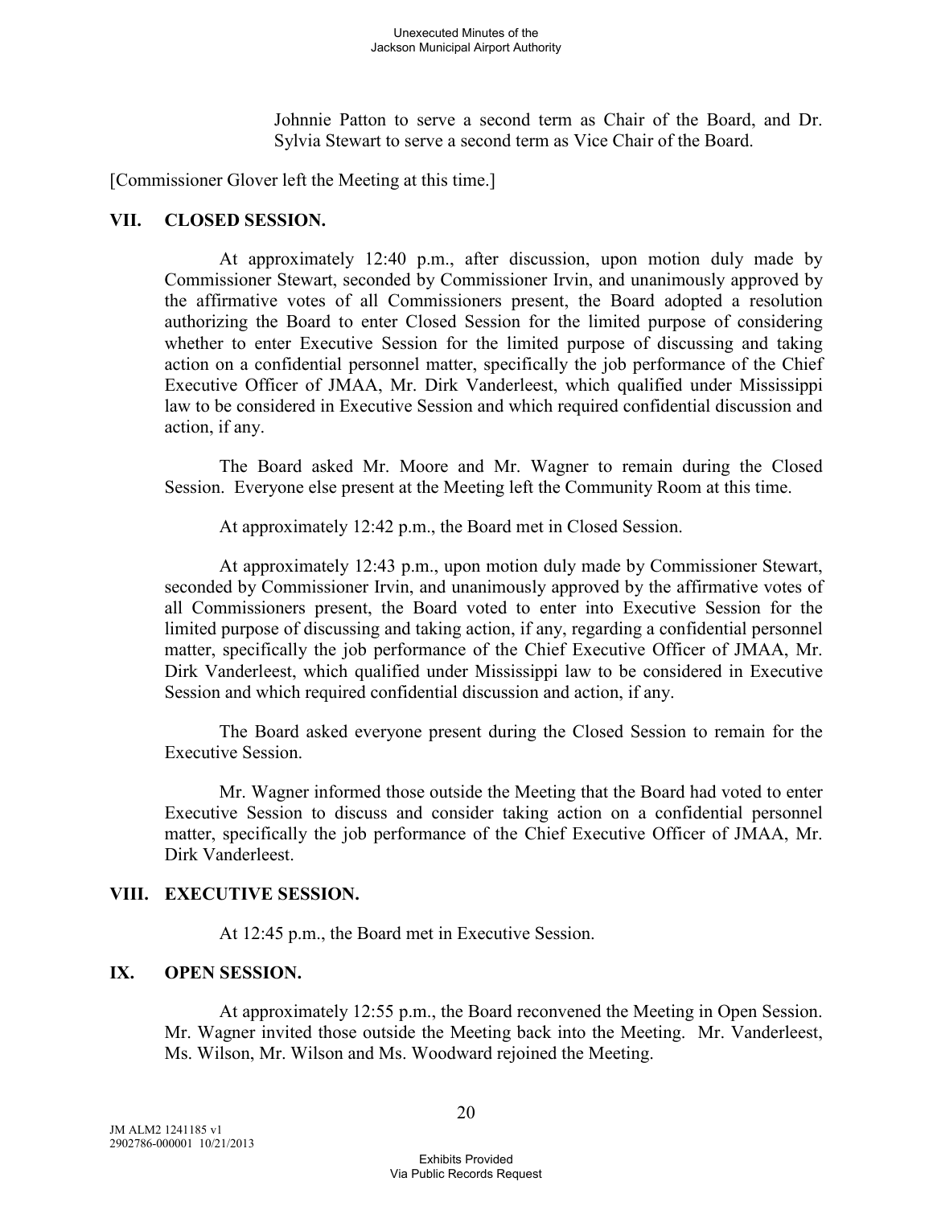Johnnie Patton to serve a second term as Chair of the Board, and Dr. Sylvia Stewart to serve a second term as Vice Chair of the Board.

[Commissioner Glover left the Meeting at this time.]

## VII. CLOSED SESSION.

At approximately 12:40 p.m., after discussion, upon motion duly made by Commissioner Stewart, seconded by Commissioner Irvin, and unanimously approved by the affirmative votes of all Commissioners present, the Board adopted a resolution authorizing the Board to enter Closed Session for the limited purpose of considering whether to enter Executive Session for the limited purpose of discussing and taking action on a confidential personnel matter, specifically the job performance of the Chief Executive Officer of JMAA, Mr. Dirk Vanderleest, which qualified under Mississippi law to be considered in Executive Session and which required confidential discussion and action, if any.

The Board asked Mr. Moore and Mr. Wagner to remain during the Closed Session. Everyone else present at the Meeting left the Community Room at this time.

At approximately 12:42 p.m., the Board met in Closed Session.

At approximately 12:43 p.m., upon motion duly made by Commissioner Stewart, seconded by Commissioner Irvin, and unanimously approved by the affirmative votes of all Commissioners present, the Board voted to enter into Executive Session for the limited purpose of discussing and taking action, if any, regarding a confidential personnel matter, specifically the job performance of the Chief Executive Officer of JMAA, Mr. Dirk Vanderleest, which qualified under Mississippi law to be considered in Executive Session and which required confidential discussion and action, if any.

The Board asked everyone present during the Closed Session to remain for the Executive Session.

Mr. Wagner informed those outside the Meeting that the Board had voted to enter Executive Session to discuss and consider taking action on a confidential personnel matter, specifically the job performance of the Chief Executive Officer of JMAA, Mr. Dirk Vanderleest.

## VIII. EXECUTIVE SESSION.

At 12:45 p.m., the Board met in Executive Session.

## IX. OPEN SESSION.

At approximately 12:55 p.m., the Board reconvened the Meeting in Open Session. Mr. Wagner invited those outside the Meeting back into the Meeting. Mr. Vanderleest, Ms. Wilson, Mr. Wilson and Ms. Woodward rejoined the Meeting.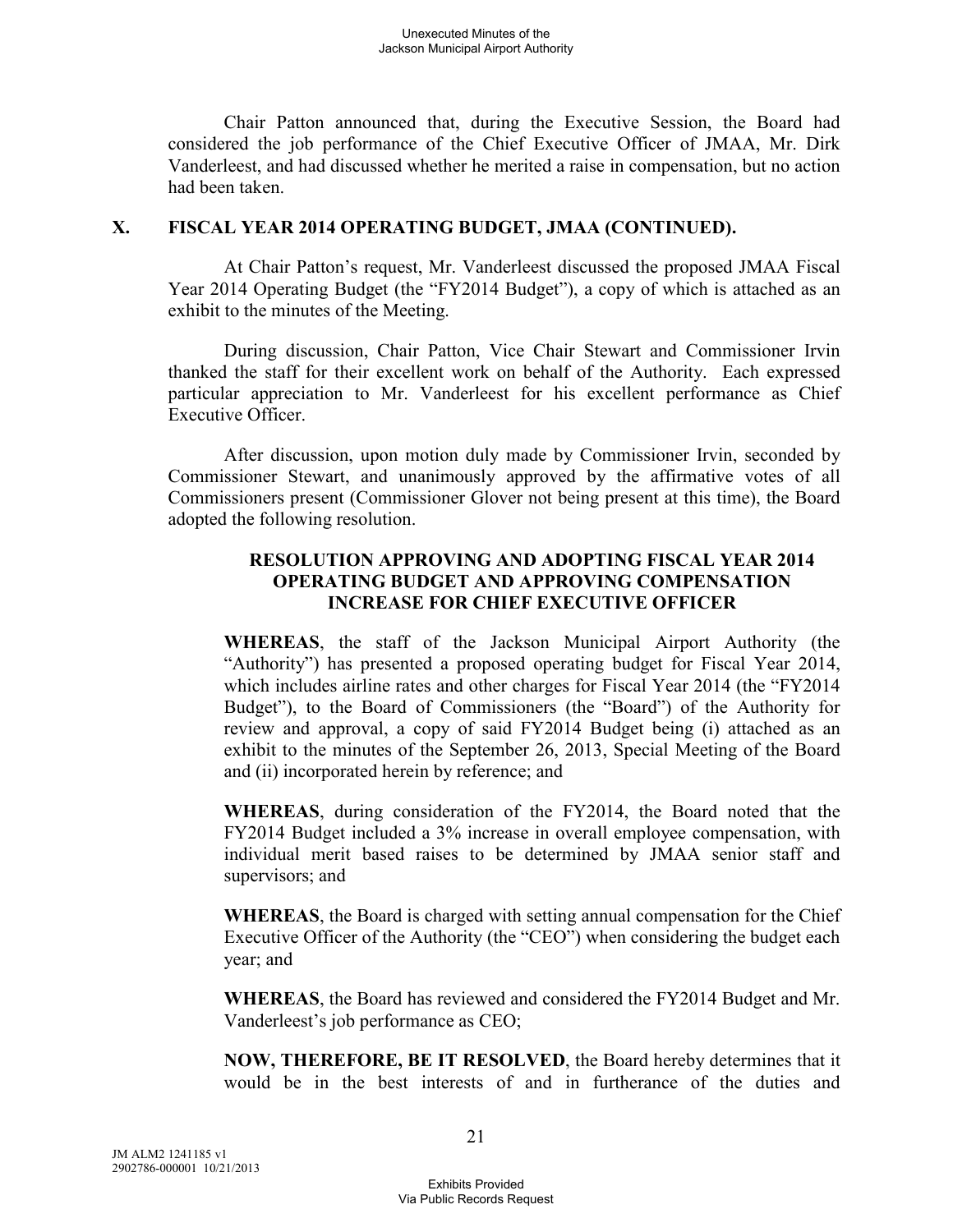Chair Patton announced that, during the Executive Session, the Board had considered the job performance of the Chief Executive Officer of JMAA, Mr. Dirk Vanderleest, and had discussed whether he merited a raise in compensation, but no action had been taken.

## X. FISCAL YEAR 2014 OPERATING BUDGET, JMAA (CONTINUED).

At Chair Patton's request, Mr. Vanderleest discussed the proposed JMAA Fiscal Year 2014 Operating Budget (the "FY2014 Budget"), a copy of which is attached as an exhibit to the minutes of the Meeting.

During discussion, Chair Patton, Vice Chair Stewart and Commissioner Irvin thanked the staff for their excellent work on behalf of the Authority. Each expressed particular appreciation to Mr. Vanderleest for his excellent performance as Chief Executive Officer.

After discussion, upon motion duly made by Commissioner Irvin, seconded by Commissioner Stewart, and unanimously approved by the affirmative votes of all Commissioners present (Commissioner Glover not being present at this time), the Board adopted the following resolution.

**RESOLUTION APPROVING AND ADOPTING FISCAL YEAR 2014 OPERATING BUDGET AND APPROVING COMPENSATION INCREASE FOR CHIEF EXECUTIVE OFFICER**

**WHEREAS**, the staff of the Jackson Municipal Airport Authority (the "Authority") has presented a proposed operating budget for Fiscal Year 2014, which includes airline rates and other charges for Fiscal Year 2014 (the "FY2014 Budget"), to the Board of Commissioners (the "Board") of the Authority for review and approval, a copy of said FY2014 Budget being (i) attached as an exhibit to the minutes of the September 26, 2013, Special Meeting of the Board and (ii) incorporated herein by reference; and

**WHEREAS**, during consideration of the FY2014, the Board noted that the FY2014 Budget included a 3% increase in overall employee compensation, with individual merit based raises to be determined by JMAA senior staff and supervisors; and

**WHEREAS**, the Board is charged with setting annual compensation for the Chief Executive Officer of the Authority (the "CEO") when considering the budget each year; and

**WHEREAS**, the Board has reviewed and considered the FY2014 Budget and Mr. Vanderleest's job performance as CEO;

**NOW, THEREFORE, BE IT RESOLVED**, the Board hereby determines that it would be in the best interests of and in furtherance of the duties and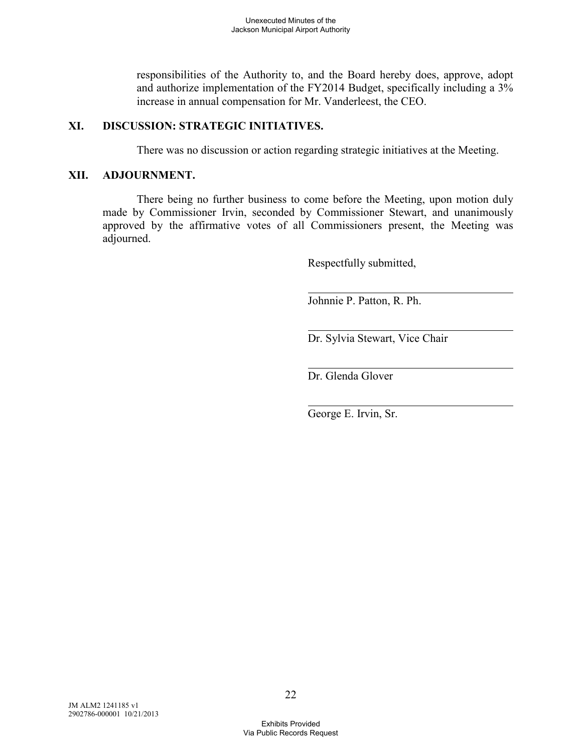responsibilities of the Authority to, and the Board hereby does, approve, adopt and authorize implementation of the FY2014 Budget, specifically including a 3% increase in annual compensation for Mr. Vanderleest, the CEO.

## XI. DISCUSSION: STRATEGIC INITIATIVES.

There was no discussion or action regarding strategic initiatives at the Meeting.

## XII. ADJOURNMENT.

There being no further business to come before the Meeting, upon motion duly made by Commissioner Irvin, seconded by Commissioner Stewart, and unanimously approved by the affirmative votes of all Commissioners present, the Meeting was adjourned.

Respectfully submitted,

\_\_\_\_\_\_\_\_\_\_\_\_\_\_\_\_\_\_\_\_\_\_\_\_\_\_\_\_\_\_\_\_\_\_\_\_
Johnnie P. Patton, R. Ph.

\_\_\_\_\_\_\_\_\_\_\_\_\_\_\_\_\_\_\_\_\_\_\_\_\_\_\_\_\_\_\_\_\_\_\_\_
Dr. Sylvia Stewart, Vice Chair

\_\_\_\_\_\_\_\_\_\_\_\_\_\_\_\_\_\_\_\_\_\_\_\_\_\_\_\_\_\_\_\_\_\_\_\_
Dr. Glenda Glover

\_\_\_\_\_\_\_\_\_\_\_\_\_\_\_\_\_\_\_\_\_\_\_\_\_\_\_\_\_\_\_\_\_\_\_\_
George E. Irvin, Sr.

JM ALM2 1241185 v1
2902786-000001 10/21/2013